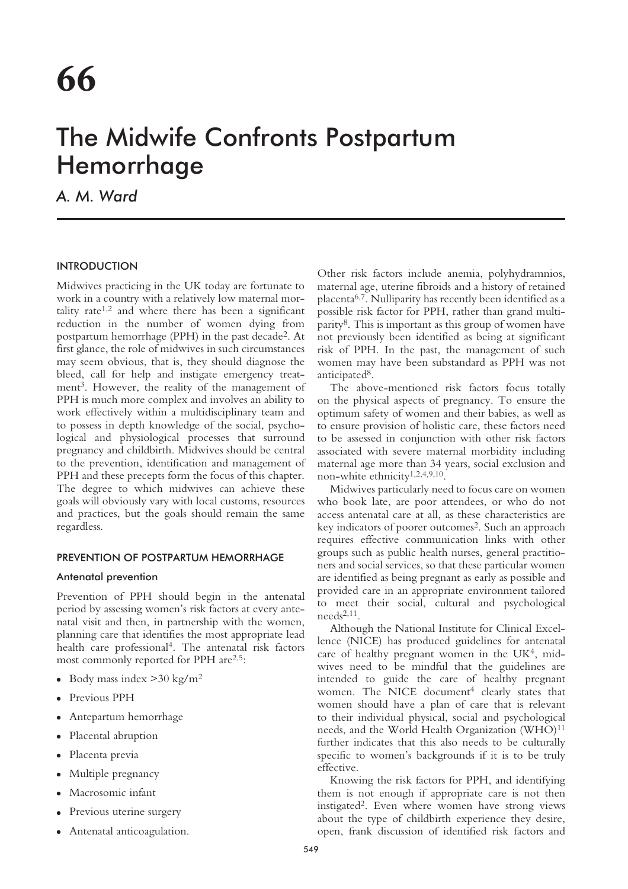# 66

# The Midwife Confronts Postpartum Hemorrhage

*A. M. Ward*

## INTRODUCTION

Midwives practicing in the UK today are fortunate to work in a country with a relatively low maternal mortality rate[1,2] and where there has been a significant reduction in the number of women dying from postpartum hemorrhage (PPH) in the past decade[2]. At first glance, the role of midwives in such circumstances may seem obvious, that is, they should diagnose the bleed, call for help and instigate emergency treatment[3]. However, the reality of the management of PPH is much more complex and involves an ability to work effectively within a multidisciplinary team and to possess in depth knowledge of the social, psychological and physiological processes that surround pregnancy and childbirth. Midwives should be central to the prevention, identification and management of PPH and these precepts form the focus of this chapter. The degree to which midwives can achieve these goals will obviously vary with local customs, resources and practices, but the goals should remain the same regardless.

## PREVENTION OF POSTPARTUM HEMORRHAGE

### Antenatal prevention

Prevention of PPH should begin in the antenatal period by assessing women's risk factors at every antenatal visit and then, in partnership with the women, planning care that identifies the most appropriate lead health care professional[4]. The antenatal risk factors most commonly reported for PPH are[2,5]:

- Body mass index >30 kg/m$^2$
- Previous PPH
- Antepartum hemorrhage
- Placental abruption
- Placenta previa
- Multiple pregnancy
- Macrosomic infant
- Previous uterine surgery
- Antenatal anticoagulation.

Other risk factors include anemia, polyhydramnios, maternal age, uterine fibroids and a history of retained placenta[6,7]. Nulliparity has recently been identified as a possible risk factor for PPH, rather than grand multiparity[8]. This is important as this group of women have not previously been identified as being at significant risk of PPH. In the past, the management of such women may have been substandard as PPH was not anticipated[8].

The above-mentioned risk factors focus totally on the physical aspects of pregnancy. To ensure the optimum safety of women and their babies, as well as to ensure provision of holistic care, these factors need to be assessed in conjunction with other risk factors associated with severe maternal morbidity including maternal age more than 34 years, social exclusion and non-white ethnicity[1,2,4,9,10].

Midwives particularly need to focus care on women who book late, are poor attendees, or who do not access antenatal care at all, as these characteristics are key indicators of poorer outcomes[2]. Such an approach requires effective communication links with other groups such as public health nurses, general practitioners and social services, so that these particular women are identified as being pregnant as early as possible and provided care in an appropriate environment tailored to meet their social, cultural and psychological needs[2,11].

Although the National Institute for Clinical Excellence (NICE) has produced guidelines for antenatal care of healthy pregnant women in the UK[4], midwives need to be mindful that the guidelines are intended to guide the care of healthy pregnant women. The NICE document[4] clearly states that women should have a plan of care that is relevant to their individual physical, social and psychological needs, and the World Health Organization (WHO)[11] further indicates that this also needs to be culturally specific to women's backgrounds if it is to be truly effective.

Knowing the risk factors for PPH, and identifying them is not enough if appropriate care is not then instigated[2]. Even where women have strong views about the type of childbirth experience they desire, open, frank discussion of identified risk factors and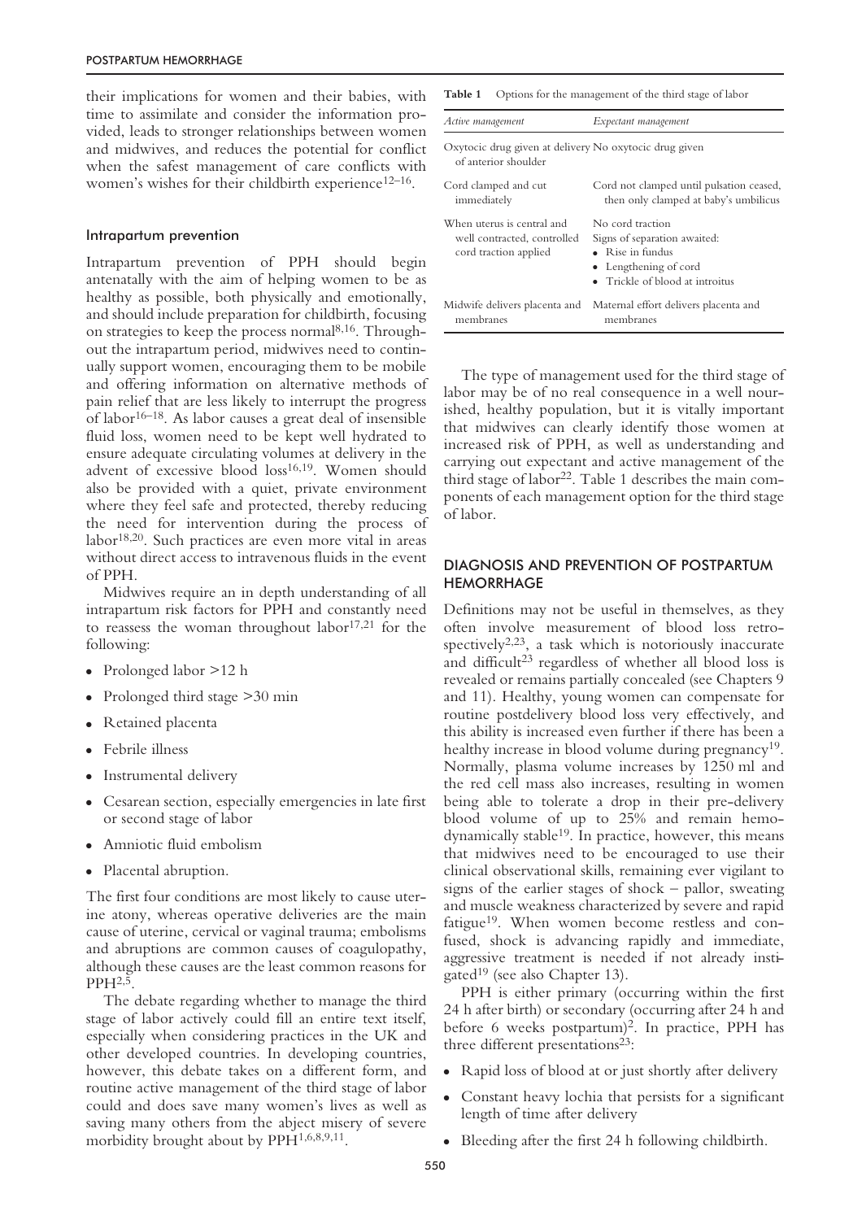their implications for women and their babies, with time to assimilate and consider the information provided, leads to stronger relationships between women and midwives, and reduces the potential for conflict when the safest management of care conflicts with women's wishes for their childbirth experience[12–16].

### Intrapartum prevention

Intrapartum prevention of PPH should begin antenatally with the aim of helping women to be as healthy as possible, both physically and emotionally, and should include preparation for childbirth, focusing on strategies to keep the process normal[8,16]. Throughout the intrapartum period, midwives need to continually support women, encouraging them to be mobile and offering information on alternative methods of pain relief that are less likely to interrupt the progress of labor[16–18]. As labor causes a great deal of insensible fluid loss, women need to be kept well hydrated to ensure adequate circulating volumes at delivery in the advent of excessive blood loss[16,19]. Women should also be provided with a quiet, private environment where they feel safe and protected, thereby reducing the need for intervention during the process of labor[18,20]. Such practices are even more vital in areas without direct access to intravenous fluids in the event of PPH.

Midwives require an in depth understanding of all intrapartum risk factors for PPH and constantly need to reassess the woman throughout labor[17,21] for the following:

- Prolonged labor >12 h
- Prolonged third stage >30 min
- Retained placenta
- Febrile illness
- Instrumental delivery
- Cesarean section, especially emergencies in late first or second stage of labor
- Amniotic fluid embolism
- Placental abruption.

The first four conditions are most likely to cause uterine atony, whereas operative deliveries are the main cause of uterine, cervical or vaginal trauma; embolisms and abruptions are common causes of coagulopathy, although these causes are the least common reasons for PPH[2,5].

The debate regarding whether to manage the third stage of labor actively could fill an entire text itself, especially when considering practices in the UK and other developed countries. In developing countries, however, this debate takes on a different form, and routine active management of the third stage of labor could and does save many women's lives as well as saving many others from the abject misery of severe morbidity brought about by PPH[1,6,8,9,11].

**Table 1** Options for the management of the third stage of labor

| *Active management* | *Expectant management* |
|---|---|
| Oxytocic drug given at delivery of anterior shoulder | No oxytocic drug given |
| Cord clamped and cut immediately | Cord not clamped until pulsation ceased, then only clamped at baby's umbilicus |
| When uterus is central and well contracted, controlled cord traction applied | No cord traction<br>Signs of separation awaited:<br>• Rise in fundus<br>• Lengthening of cord<br>• Trickle of blood at introitus |
| Midwife delivers placenta and membranes | Maternal effort delivers placenta and membranes |

The type of management used for the third stage of labor may be of no real consequence in a well nourished, healthy population, but it is vitally important that midwives can clearly identify those women at increased risk of PPH, as well as understanding and carrying out expectant and active management of the third stage of labor[22]. Table 1 describes the main components of each management option for the third stage of labor.

## DIAGNOSIS AND PREVENTION OF POSTPARTUM HEMORRHAGE

Definitions may not be useful in themselves, as they often involve measurement of blood loss retrospectively[2,23], a task which is notoriously inaccurate and difficult[23] regardless of whether all blood loss is revealed or remains partially concealed (see Chapters 9 and 11). Healthy, young women can compensate for routine postdelivery blood loss very effectively, and this ability is increased even further if there has been a healthy increase in blood volume during pregnancy[19]. Normally, plasma volume increases by 1250 ml and the red cell mass also increases, resulting in women being able to tolerate a drop in their pre-delivery blood volume of up to 25% and remain hemodynamically stable[19]. In practice, however, this means that midwives need to be encouraged to use their clinical observational skills, remaining ever vigilant to signs of the earlier stages of shock – pallor, sweating and muscle weakness characterized by severe and rapid fatigue[19]. When women become restless and confused, shock is advancing rapidly and immediate, aggressive treatment is needed if not already instigated[19] (see also Chapter 13).

PPH is either primary (occurring within the first 24 h after birth) or secondary (occurring after 24 h and before 6 weeks postpartum)[2]. In practice, PPH has three different presentations[23]:

- Rapid loss of blood at or just shortly after delivery
- Constant heavy lochia that persists for a significant length of time after delivery
- Bleeding after the first 24 h following childbirth.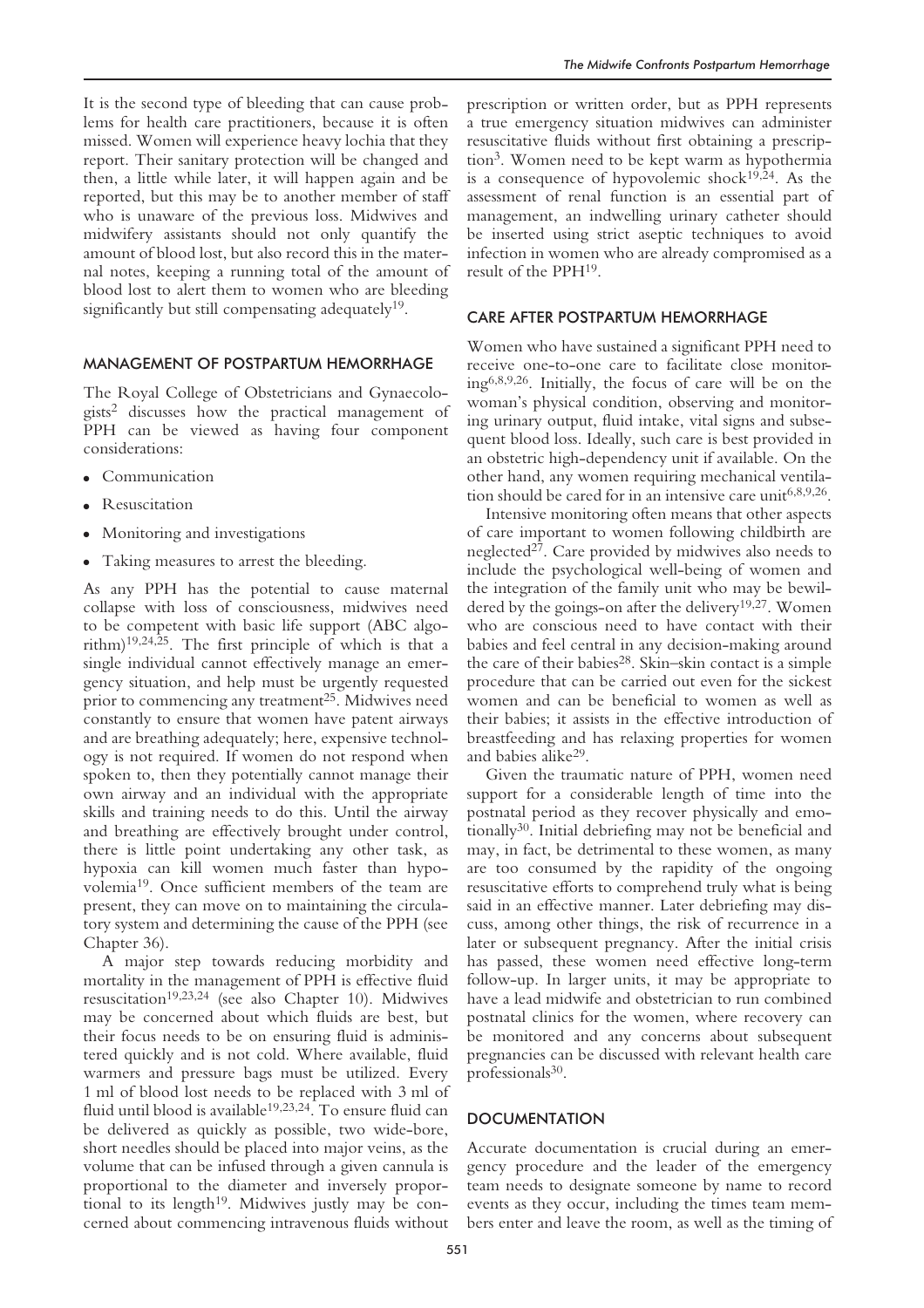It is the second type of bleeding that can cause problems for health care practitioners, because it is often missed. Women will experience heavy lochia that they report. Their sanitary protection will be changed and then, a little while later, it will happen again and be reported, but this may be to another member of staff who is unaware of the previous loss. Midwives and midwifery assistants should not only quantify the amount of blood lost, but also record this in the maternal notes, keeping a running total of the amount of blood lost to alert them to women who are bleeding significantly but still compensating adequately[19].

## MANAGEMENT OF POSTPARTUM HEMORRHAGE

The Royal College of Obstetricians and Gynaecologists[2] discusses how the practical management of PPH can be viewed as having four component considerations:

- Communication
- Resuscitation
- Monitoring and investigations
- Taking measures to arrest the bleeding.

As any PPH has the potential to cause maternal collapse with loss of consciousness, midwives need to be competent with basic life support (ABC algorithm)[19,24,25]. The first principle of which is that a single individual cannot effectively manage an emergency situation, and help must be urgently requested prior to commencing any treatment[25]. Midwives need constantly to ensure that women have patent airways and are breathing adequately; here, expensive technology is not required. If women do not respond when spoken to, then they potentially cannot manage their own airway and an individual with the appropriate skills and training needs to do this. Until the airway and breathing are effectively brought under control, there is little point undertaking any other task, as hypoxia can kill women much faster than hypovolemia[19]. Once sufficient members of the team are present, they can move on to maintaining the circulatory system and determining the cause of the PPH (see Chapter 36).

A major step towards reducing morbidity and mortality in the management of PPH is effective fluid resuscitation[19,23,24] (see also Chapter 10). Midwives may be concerned about which fluids are best, but their focus needs to be on ensuring fluid is administered quickly and is not cold. Where available, fluid warmers and pressure bags must be utilized. Every 1 ml of blood lost needs to be replaced with 3 ml of fluid until blood is available[19,23,24]. To ensure fluid can be delivered as quickly as possible, two wide-bore, short needles should be placed into major veins, as the volume that can be infused through a given cannula is proportional to the diameter and inversely proportional to its length[19]. Midwives justly may be concerned about commencing intravenous fluids without prescription or written order, but as PPH represents a true emergency situation midwives can administer resuscitative fluids without first obtaining a prescription[3]. Women need to be kept warm as hypothermia is a consequence of hypovolemic shock[19,24]. As the assessment of renal function is an essential part of management, an indwelling urinary catheter should be inserted using strict aseptic techniques to avoid infection in women who are already compromised as a result of the PPH[19].

## CARE AFTER POSTPARTUM HEMORRHAGE

Women who have sustained a significant PPH need to receive one-to-one care to facilitate close monitoring[6,8,9,26]. Initially, the focus of care will be on the woman's physical condition, observing and monitoring urinary output, fluid intake, vital signs and subsequent blood loss. Ideally, such care is best provided in an obstetric high-dependency unit if available. On the other hand, any women requiring mechanical ventilation should be cared for in an intensive care unit[6,8,9,26].

Intensive monitoring often means that other aspects of care important to women following childbirth are neglected[27]. Care provided by midwives also needs to include the psychological well-being of women and the integration of the family unit who may be bewildered by the goings-on after the delivery[19,27]. Women who are conscious need to have contact with their babies and feel central in any decision-making around the care of their babies[28]. Skin–skin contact is a simple procedure that can be carried out even for the sickest women and can be beneficial to women as well as their babies; it assists in the effective introduction of breastfeeding and has relaxing properties for women and babies alike[29].

Given the traumatic nature of PPH, women need support for a considerable length of time into the postnatal period as they recover physically and emotionally[30]. Initial debriefing may not be beneficial and may, in fact, be detrimental to these women, as many are too consumed by the rapidity of the ongoing resuscitative efforts to comprehend truly what is being said in an effective manner. Later debriefing may discuss, among other things, the risk of recurrence in a later or subsequent pregnancy. After the initial crisis has passed, these women need effective long-term follow-up. In larger units, it may be appropriate to have a lead midwife and obstetrician to run combined postnatal clinics for the women, where recovery can be monitored and any concerns about subsequent pregnancies can be discussed with relevant health care professionals[30].

## DOCUMENTATION

Accurate documentation is crucial during an emergency procedure and the leader of the emergency team needs to designate someone by name to record events as they occur, including the times team members enter and leave the room, as well as the timing of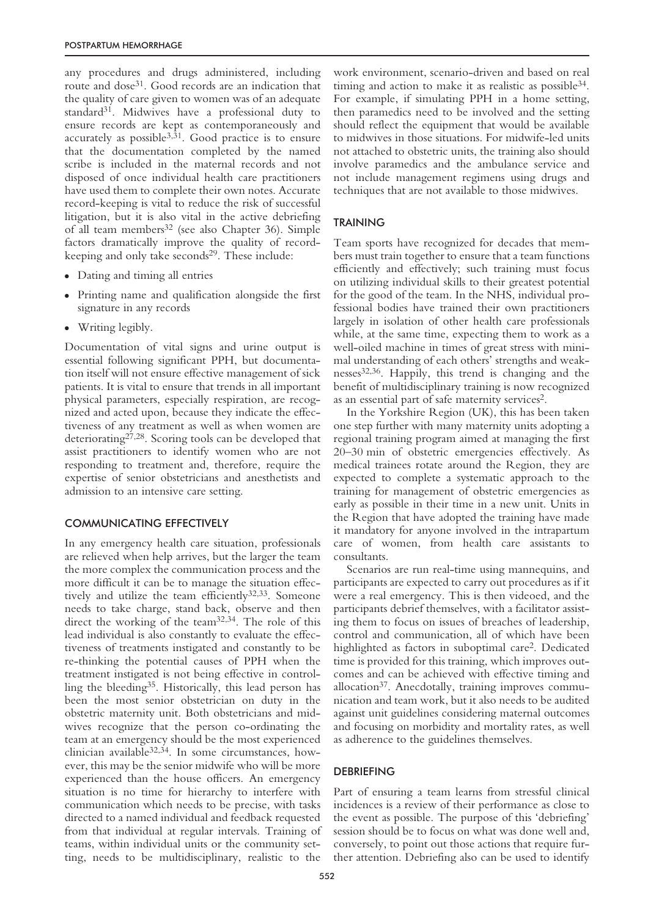any procedures and drugs administered, including route and dose[31]. Good records are an indication that the quality of care given to women was of an adequate standard[31]. Midwives have a professional duty to ensure records are kept as contemporaneously and accurately as possible[3,31]. Good practice is to ensure that the documentation completed by the named scribe is included in the maternal records and not disposed of once individual health care practitioners have used them to complete their own notes. Accurate record-keeping is vital to reduce the risk of successful litigation, but it is also vital in the active debriefing of all team members[32] (see also Chapter 36). Simple factors dramatically improve the quality of record-keeping and only take seconds[29]. These include:

- Dating and timing all entries
- Printing name and qualification alongside the first signature in any records
- Writing legibly.

Documentation of vital signs and urine output is essential following significant PPH, but documentation itself will not ensure effective management of sick patients. It is vital to ensure that trends in all important physical parameters, especially respiration, are recognized and acted upon, because they indicate the effectiveness of any treatment as well as when women are deteriorating[27,28]. Scoring tools can be developed that assist practitioners to identify women who are not responding to treatment and, therefore, require the expertise of senior obstetricians and anesthetists and admission to an intensive care setting.

## COMMUNICATING EFFECTIVELY

In any emergency health care situation, professionals are relieved when help arrives, but the larger the team the more complex the communication process and the more difficult it can be to manage the situation effectively and utilize the team efficiently[32,33]. Someone needs to take charge, stand back, observe and then direct the working of the team[32,34]. The role of this lead individual is also constantly to evaluate the effectiveness of treatments instigated and constantly to be re-thinking the potential causes of PPH when the treatment instigated is not being effective in controlling the bleeding[35]. Historically, this lead person has been the most senior obstetrician on duty in the obstetric maternity unit. Both obstetricians and midwives recognize that the person co-ordinating the team at an emergency should be the most experienced clinician available[32,34]. In some circumstances, however, this may be the senior midwife who will be more experienced than the house officers. An emergency situation is no time for hierarchy to interfere with communication which needs to be precise, with tasks directed to a named individual and feedback requested from that individual at regular intervals. Training of teams, within individual units or the community setting, needs to be multidisciplinary, realistic to the work environment, scenario-driven and based on real timing and action to make it as realistic as possible[34]. For example, if simulating PPH in a home setting, then paramedics need to be involved and the setting should reflect the equipment that would be available to midwives in those situations. For midwife-led units not attached to obstetric units, the training also should involve paramedics and the ambulance service and not include management regimens using drugs and techniques that are not available to those midwives.

## TRAINING

Team sports have recognized for decades that members must train together to ensure that a team functions efficiently and effectively; such training must focus on utilizing individual skills to their greatest potential for the good of the team. In the NHS, individual professional bodies have trained their own practitioners largely in isolation of other health care professionals while, at the same time, expecting them to work as a well-oiled machine in times of great stress with minimal understanding of each others' strengths and weaknesses[32,36]. Happily, this trend is changing and the benefit of multidisciplinary training is now recognized as an essential part of safe maternity services[2].

In the Yorkshire Region (UK), this has been taken one step further with many maternity units adopting a regional training program aimed at managing the first 20–30 min of obstetric emergencies effectively. As medical trainees rotate around the Region, they are expected to complete a systematic approach to the training for management of obstetric emergencies as early as possible in their time in a new unit. Units in the Region that have adopted the training have made it mandatory for anyone involved in the intrapartum care of women, from health care assistants to consultants.

Scenarios are run real-time using mannequins, and participants are expected to carry out procedures as if it were a real emergency. This is then videoed, and the participants debrief themselves, with a facilitator assisting them to focus on issues of breaches of leadership, control and communication, all of which have been highlighted as factors in suboptimal care[2]. Dedicated time is provided for this training, which improves outcomes and can be achieved with effective timing and allocation[37]. Anecdotally, training improves communication and team work, but it also needs to be audited against unit guidelines considering maternal outcomes and focusing on morbidity and mortality rates, as well as adherence to the guidelines themselves.

## DEBRIEFING

Part of ensuring a team learns from stressful clinical incidences is a review of their performance as close to the event as possible. The purpose of this 'debriefing' session should be to focus on what was done well and, conversely, to point out those actions that require further attention. Debriefing also can be used to identify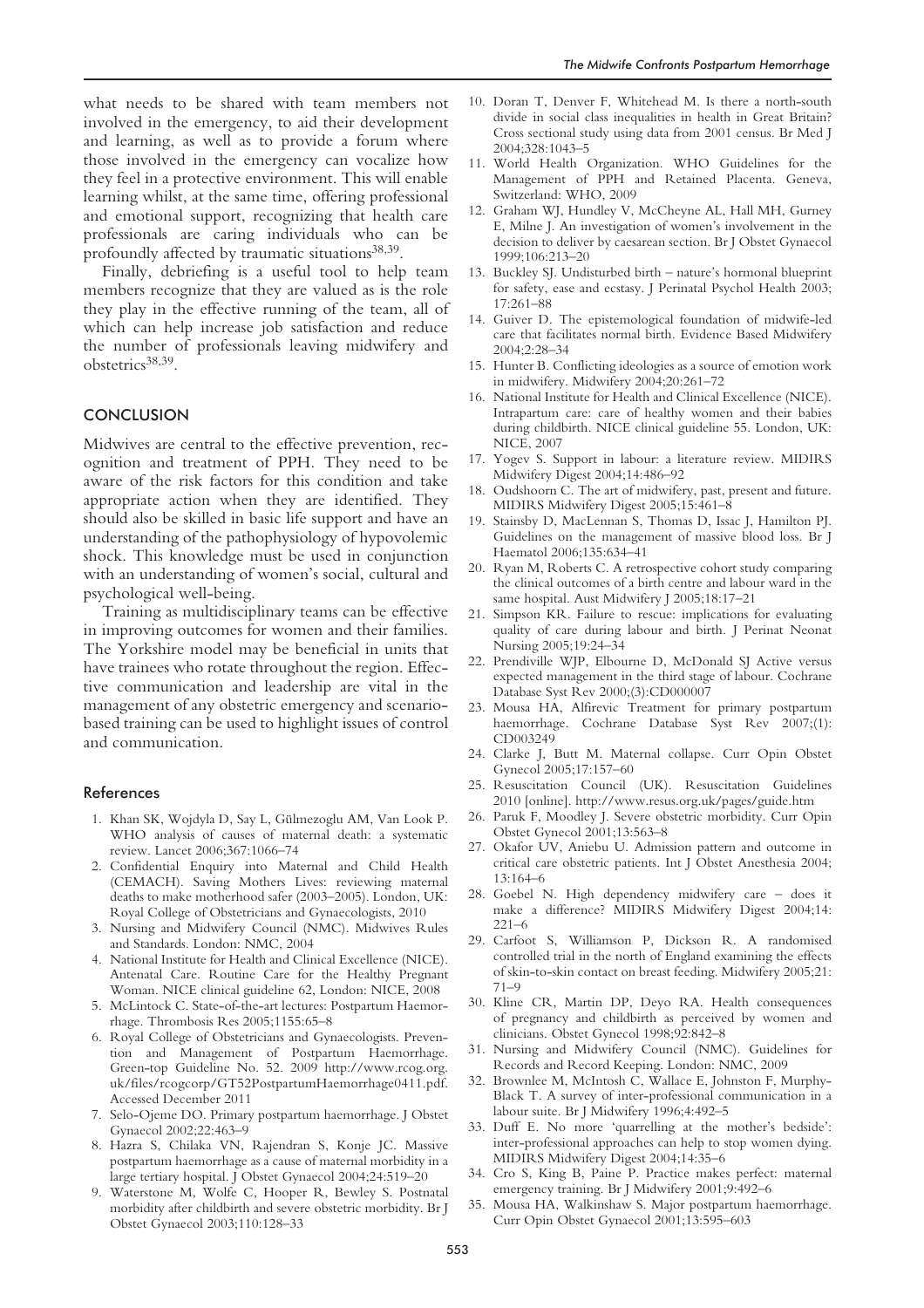what needs to be shared with team members not involved in the emergency, to aid their development and learning, as well as to provide a forum where those involved in the emergency can vocalize how they feel in a protective environment. This will enable learning whilst, at the same time, offering professional and emotional support, recognizing that health care professionals are caring individuals who can be profoundly affected by traumatic situations[38,39].

Finally, debriefing is a useful tool to help team members recognize that they are valued as is the role they play in the effective running of the team, all of which can help increase job satisfaction and reduce the number of professionals leaving midwifery and obstetrics[38,39].

## CONCLUSION

Midwives are central to the effective prevention, recognition and treatment of PPH. They need to be aware of the risk factors for this condition and take appropriate action when they are identified. They should also be skilled in basic life support and have an understanding of the pathophysiology of hypovolemic shock. This knowledge must be used in conjunction with an understanding of women's social, cultural and psychological well-being.

Training as multidisciplinary teams can be effective in improving outcomes for women and their families. The Yorkshire model may be beneficial in units that have trainees who rotate throughout the region. Effective communication and leadership are vital in the management of any obstetric emergency and scenario-based training can be used to highlight issues of control and communication.

### References

1. Khan SK, Wojdyla D, Say L, Gülmezoglu AM, Van Look P. WHO analysis of causes of maternal death: a systematic review. Lancet 2006;367:1066–74
2. Confidential Enquiry into Maternal and Child Health (CEMACH). Saving Mothers Lives: reviewing maternal deaths to make motherhood safer (2003–2005). London, UK: Royal College of Obstetricians and Gynaecologists, 2010
3. Nursing and Midwifery Council (NMC). Midwives Rules and Standards. London: NMC, 2004
4. National Institute for Health and Clinical Excellence (NICE). Antenatal Care. Routine Care for the Healthy Pregnant Woman. NICE clinical guideline 62, London: NICE, 2008
5. McLintock C. State-of-the-art lectures: Postpartum Haemorrhage. Thrombosis Res 2005;1155:65–8
6. Royal College of Obstetricians and Gynaecologists. Prevention and Management of Postpartum Haemorrhage. Green-top Guideline No. 52. 2009 http://www.rcog.org.uk/files/rcogcorp/GT52PostpartumHaemorrhage0411.pdf. Accessed December 2011
7. Selo-Ojeme DO. Primary postpartum haemorrhage. J Obstet Gynaecol 2002;22:463–9
8. Hazra S, Chilaka VN, Rajendran S, Konje JC. Massive postpartum haemorrhage as a cause of maternal morbidity in a large tertiary hospital. J Obstet Gynaecol 2004;24:519–20
9. Waterstone M, Wolfe C, Hooper R, Bewley S. Postnatal morbidity after childbirth and severe obstetric morbidity. Br J Obstet Gynaecol 2003;110:128–33
10. Doran T, Denver F, Whitehead M. Is there a north-south divide in social class inequalities in health in Great Britain? Cross sectional study using data from 2001 census. Br Med J 2004;328:1043–5
11. World Health Organization. WHO Guidelines for the Management of PPH and Retained Placenta. Geneva, Switzerland: WHO, 2009
12. Graham WJ, Hundley V, McCheyne AL, Hall MH, Gurney E, Milne J. An investigation of women's involvement in the decision to deliver by caesarean section. Br J Obstet Gynaecol 1999;106:213–20
13. Buckley SJ. Undisturbed birth – nature's hormonal blueprint for safety, ease and ecstasy. J Perinatal Psychol Health 2003; 17:261–88
14. Guiver D. The epistemological foundation of midwife-led care that facilitates normal birth. Evidence Based Midwifery 2004;2:28–34
15. Hunter B. Conflicting ideologies as a source of emotion work in midwifery. Midwifery 2004;20:261–72
16. National Institute for Health and Clinical Excellence (NICE). Intrapartum care: care of healthy women and their babies during childbirth. NICE clinical guideline 55. London, UK: NICE, 2007
17. Yogev S. Support in labour: a literature review. MIDIRS Midwifery Digest 2004;14:486–92
18. Oudshoorn C. The art of midwifery, past, present and future. MIDIRS Midwifery Digest 2005;15:461–8
19. Stainsby D, MacLennan S, Thomas D, Issac J, Hamilton PJ. Guidelines on the management of massive blood loss. Br J Haematol 2006;135:634–41
20. Ryan M, Roberts C. A retrospective cohort study comparing the clinical outcomes of a birth centre and labour ward in the same hospital. Aust Midwifery J 2005;18:17–21
21. Simpson KR. Failure to rescue: implications for evaluating quality of care during labour and birth. J Perinat Neonat Nursing 2005;19:24–34
22. Prendiville WJP, Elbourne D, McDonald SJ Active versus expected management in the third stage of labour. Cochrane Database Syst Rev 2000;(3):CD000007
23. Mousa HA, Alfirevic Treatment for primary postpartum haemorrhage. Cochrane Database Syst Rev 2007;(1): CD003249
24. Clarke J, Butt M. Maternal collapse. Curr Opin Obstet Gynecol 2005;17:157–60
25. Resuscitation Council (UK). Resuscitation Guidelines 2010 [online]. http://www.resus.org.uk/pages/guide.htm
26. Paruk F, Moodley J. Severe obstetric morbidity. Curr Opin Obstet Gynecol 2001;13:563–8
27. Okafor UV, Aniebu U. Admission pattern and outcome in critical care obstetric patients. Int J Obstet Anesthesia 2004; 13:164–6
28. Goebel N. High dependency midwifery care – does it make a difference? MIDIRS Midwifery Digest 2004;14: 221–6
29. Carfoot S, Williamson P, Dickson R. A randomised controlled trial in the north of England examining the effects of skin-to-skin contact on breast feeding. Midwifery 2005;21: 71–9
30. Kline CR, Martin DP, Deyo RA. Health consequences of pregnancy and childbirth as perceived by women and clinicians. Obstet Gynecol 1998;92:842–8
31. Nursing and Midwifery Council (NMC). Guidelines for Records and Record Keeping. London: NMC, 2009
32. Brownlee M, McIntosh C, Wallace E, Johnston F, Murphy-Black T. A survey of inter-professional communication in a labour suite. Br J Midwifery 1996;4:492–5
33. Duff E. No more 'quarrelling at the mother's bedside': inter-professional approaches can help to stop women dying. MIDIRS Midwifery Digest 2004;14:35–6
34. Cro S, King B, Paine P. Practice makes perfect: maternal emergency training. Br J Midwifery 2001;9:492–6
35. Mousa HA, Walkinshaw S. Major postpartum haemorrhage. Curr Opin Obstet Gynaecol 2001;13:595–603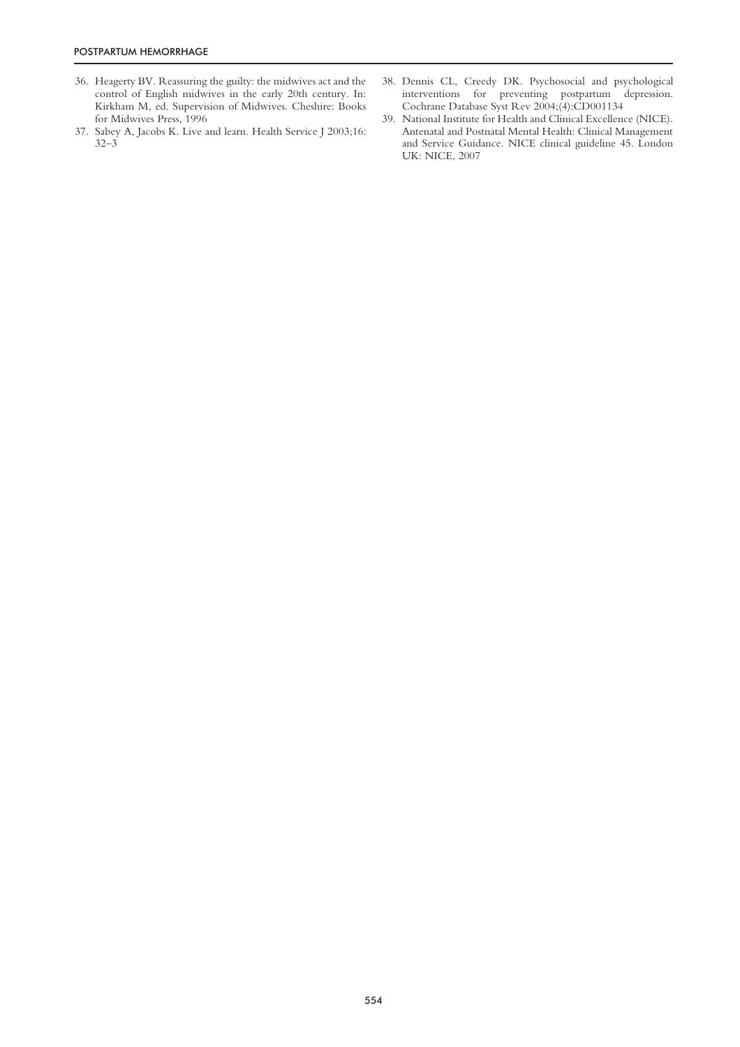36. Heagerty BV. Reassuring the guilty: the midwives act and the control of English midwives in the early 20th century. In: Kirkham M, ed. Supervision of Midwives. Cheshire: Books for Midwives Press, 1996
37. Sabey A, Jacobs K. Live and learn. Health Service J 2003;16: 32–3
38. Dennis CL, Creedy DK. Psychosocial and psychological interventions for preventing postpartum depression. Cochrane Database Syst Rev 2004;(4):CD001134
39. National Institute for Health and Clinical Excellence (NICE). Antenatal and Postnatal Mental Health: Clinical Management and Service Guidance. NICE clinical guideline 45. London UK: NICE, 2007